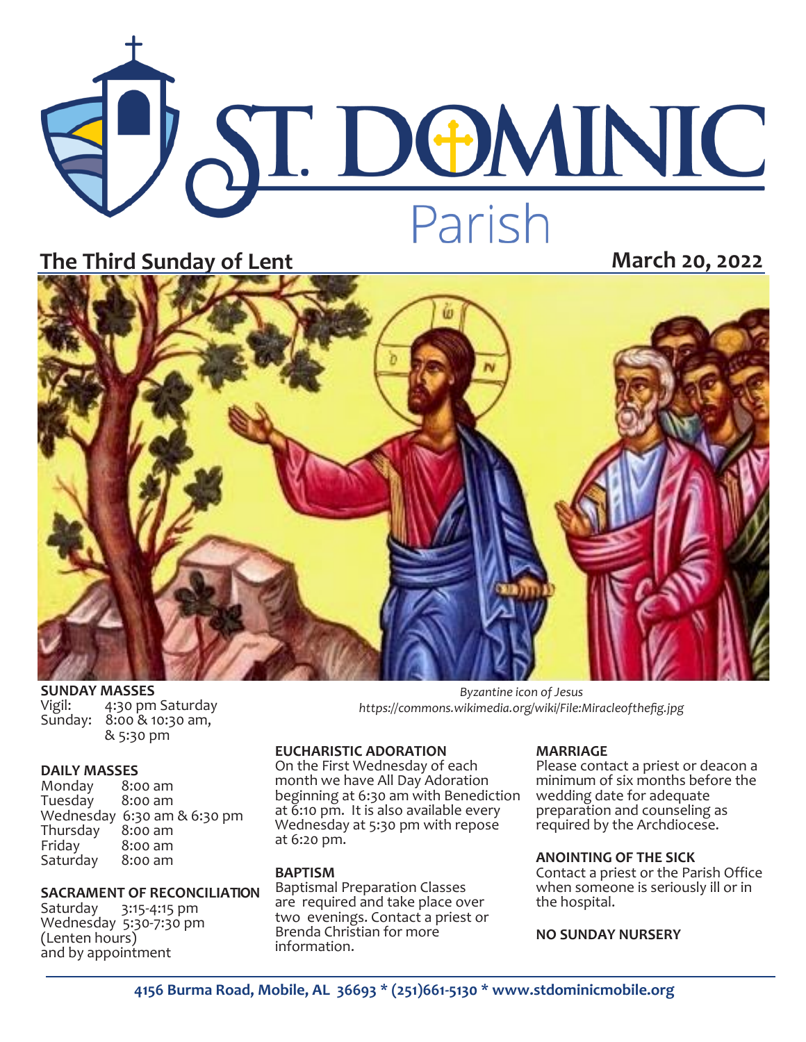# ST. DOMINIC Parish

## The Third Sunday of Lent

**March 20, 2022**

*Byzantine icon of Jesus*
*https://commons.wikimedia.org/wiki/File:Miracleofthefig.jpg*

**SUNDAY MASSES**
Vigil: 4:30 pm Saturday
Sunday: 8:00 & 10:30 am, & 5:30 pm

**DAILY MASSES**
Monday 8:00 am
Tuesday 8:00 am
Wednesday 6:30 am & 6:30 pm
Thursday 8:00 am
Friday 8:00 am
Saturday 8:00 am

**SACRAMENT OF RECONCILIATION**
Saturday 3:15-4:15 pm
Wednesday 5:30-7:30 pm
(Lenten hours)
and by appointment

**EUCHARISTIC ADORATION**
On the First Wednesday of each month we have All Day Adoration beginning at 6:30 am with Benediction at 6:10 pm. It is also available every Wednesday at 5:30 pm with repose at 6:20 pm.

**BAPTISM**
Baptismal Preparation Classes are required and take place over two evenings. Contact a priest or Brenda Christian for more information.

**MARRIAGE**
Please contact a priest or deacon a minimum of six months before the wedding date for adequate preparation and counseling as required by the Archdiocese.

**ANOINTING OF THE SICK**
Contact a priest or the Parish Office when someone is seriously ill or in the hospital.

**NO SUNDAY NURSERY**

**4156 Burma Road, Mobile, AL 36693 * (251)661-5130 * www.stdominicmobile.org**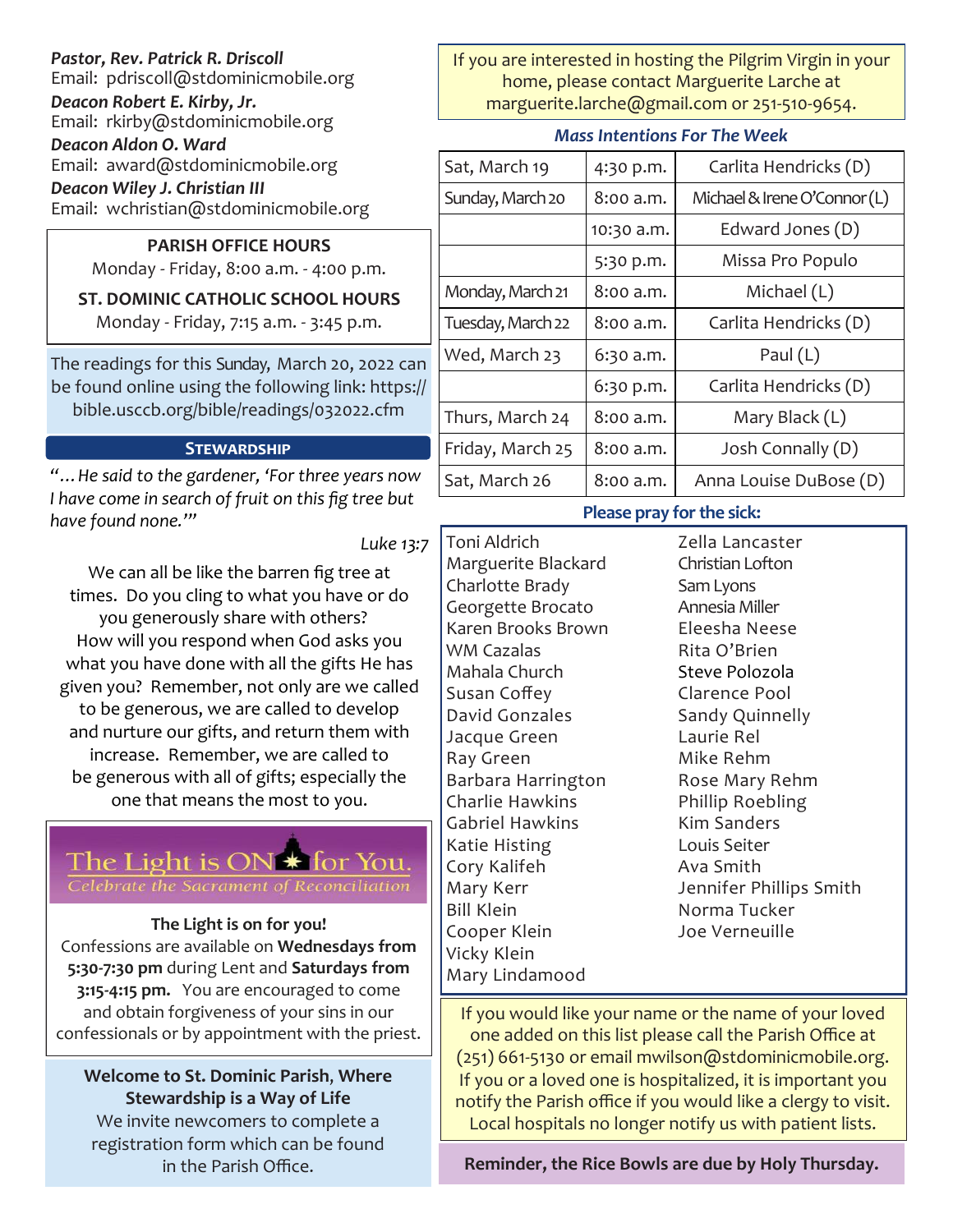***Pastor, Rev. Patrick R. Driscoll***
Email: pdriscoll@stdominicmobile.org

***Deacon Robert E. Kirby, Jr.***
Email: rkirby@stdominicmobile.org

***Deacon Aldon O. Ward***
Email: award@stdominicmobile.org

***Deacon Wiley J. Christian III***
Email: wchristian@stdominicmobile.org

**PARISH OFFICE HOURS**
Monday - Friday, 8:00 a.m. - 4:00 p.m.

**ST. DOMINIC CATHOLIC SCHOOL HOURS**
Monday - Friday, 7:15 a.m. - 3:45 p.m.

The readings for this Sunday, March 20, 2022 can be found online using the following link: https://bible.usccb.org/bible/readings/032022.cfm

## STEWARDSHIP

*"…He said to the gardener, 'For three years now I have come in search of fruit on this fig tree but have found none.'"*

*Luke 13:7*

We can all be like the barren fig tree at times. Do you cling to what you have or do you generously share with others? How will you respond when God asks you what you have done with all the gifts He has given you? Remember, not only are we called to be generous, we are called to develop and nurture our gifts, and return them with increase. Remember, we are called to be generous with all of gifts; especially the one that means the most to you.

The Light is ON for You.
*Celebrate the Sacrament of Reconciliation*

**The Light is on for you!**
Confessions are available on **Wednesdays from 5:30-7:30 pm** during Lent and **Saturdays from 3:15-4:15 pm.** You are encouraged to come and obtain forgiveness of your sins in our confessionals or by appointment with the priest.

**Welcome to St. Dominic Parish, Where Stewardship is a Way of Life**
We invite newcomers to complete a registration form which can be found in the Parish Office.

If you are interested in hosting the Pilgrim Virgin in your home, please contact Marguerite Larche at marguerite.larche@gmail.com or 251-510-9654.

### *Mass Intentions For The Week*

| | | |
|---|---|---|
| Sat, March 19 | 4:30 p.m. | Carlita Hendricks (D) |
| Sunday, March 20 | 8:00 a.m. | Michael & Irene O'Connor (L) |
| | 10:30 a.m. | Edward Jones (D) |
| | 5:30 p.m. | Missa Pro Populo |
| Monday, March 21 | 8:00 a.m. | Michael (L) |
| Tuesday, March 22 | 8:00 a.m. | Carlita Hendricks (D) |
| Wed, March 23 | 6:30 a.m. | Paul (L) |
| | 6:30 p.m. | Carlita Hendricks (D) |
| Thurs, March 24 | 8:00 a.m. | Mary Black (L) |
| Friday, March 25 | 8:00 a.m. | Josh Connally (D) |
| Sat, March 26 | 8:00 a.m. | Anna Louise DuBose (D) |

### Please pray for the sick:

Toni Aldrich
Marguerite Blackard
Charlotte Brady
Georgette Brocato
Karen Brooks Brown
WM Cazalas
Mahala Church
Susan Coffey
David Gonzales
Jacque Green
Ray Green
Barbara Harrington
Charlie Hawkins
Gabriel Hawkins
Katie Histing
Cory Kalifeh
Mary Kerr
Bill Klein
Cooper Klein
Vicky Klein
Mary Lindamood
Zella Lancaster
Christian Lofton
Sam Lyons
Annesia Miller
Eleesha Neese
Rita O'Brien
Steve Polozola
Clarence Pool
Sandy Quinnelly
Laurie Rel
Mike Rehm
Rose Mary Rehm
Phillip Roebling
Kim Sanders
Louis Seiter
Ava Smith
Jennifer Phillips Smith
Norma Tucker
Joe Verneuille

If you would like your name or the name of your loved one added on this list please call the Parish Office at (251) 661-5130 or email mwilson@stdominicmobile.org. If you or a loved one is hospitalized, it is important you notify the Parish office if you would like a clergy to visit. Local hospitals no longer notify us with patient lists.

**Reminder, the Rice Bowls are due by Holy Thursday.**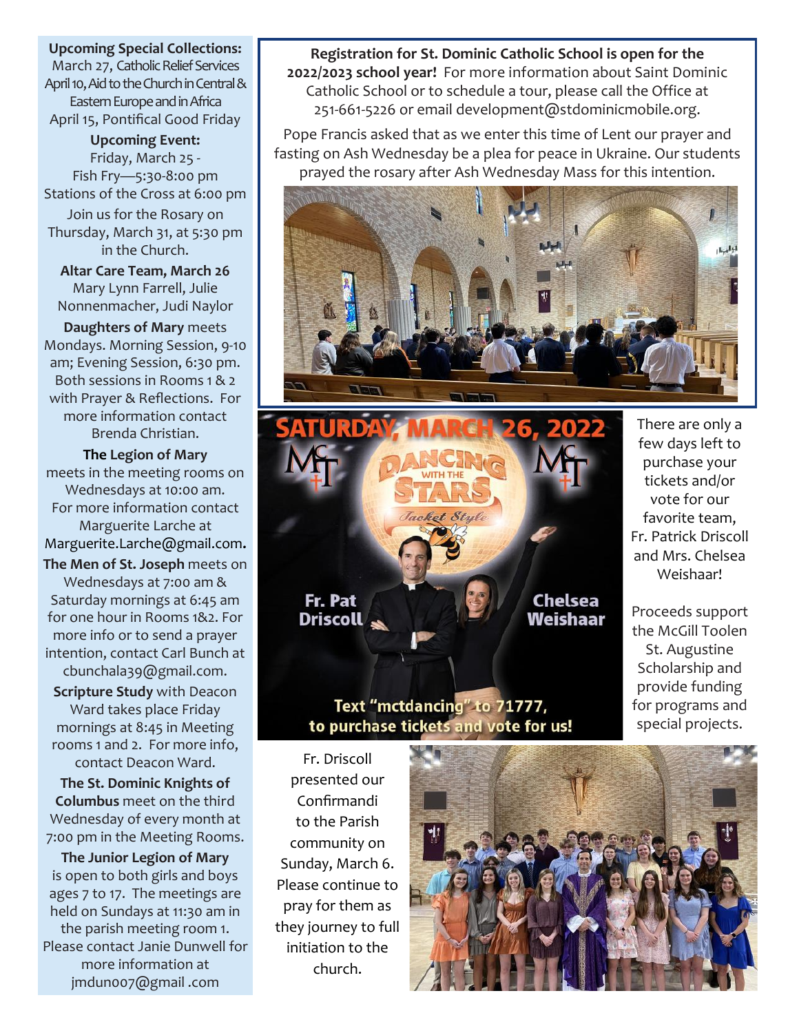**Upcoming Special Collections:**
March 27, Catholic Relief Services
April 10, Aid to the Church in Central & Eastern Europe and in Africa
April 15, Pontifical Good Friday

**Upcoming Event:**
Friday, March 25 -
Fish Fry—5:30-8:00 pm
Stations of the Cross at 6:00 pm

Join us for the Rosary on Thursday, March 31, at 5:30 pm in the Church.

**Altar Care Team, March 26**
Mary Lynn Farrell, Julie Nonnenmacher, Judi Naylor

**Daughters of Mary** meets Mondays. Morning Session, 9-10 am; Evening Session, 6:30 pm. Both sessions in Rooms 1 & 2 with Prayer & Reflections. For more information contact Brenda Christian.

**The Legion of Mary** meets in the meeting rooms on Wednesdays at 10:00 am. For more information contact Marguerite Larche at Marguerite.Larche@gmail.com.

**The Men of St. Joseph** meets on Wednesdays at 7:00 am & Saturday mornings at 6:45 am for one hour in Rooms 1&2. For more info or to send a prayer intention, contact Carl Bunch at cbunchala39@gmail.com.

**Scripture Study** with Deacon Ward takes place Friday mornings at 8:45 in Meeting rooms 1 and 2. For more info, contact Deacon Ward.

**The St. Dominic Knights of Columbus** meet on the third Wednesday of every month at 7:00 pm in the Meeting Rooms.

**The Junior Legion of Mary** is open to both girls and boys ages 7 to 17. The meetings are held on Sundays at 11:30 am in the parish meeting room 1. Please contact Janie Dunwell for more information at jmdun007@gmail .com

**Registration for St. Dominic Catholic School is open for the 2022/2023 school year!** For more information about Saint Dominic Catholic School or to schedule a tour, please call the Office at 251-661-5226 or email development@stdominicmobile.org.

Pope Francis asked that as we enter this time of Lent our prayer and fasting on Ash Wednesday be a plea for peace in Ukraine. Our students prayed the rosary after Ash Wednesday Mass for this intention.

SATURDAY, MARCH 26, 2022
DANCING WITH THE STARS
Jacket Style
Fr. Pat Driscoll
Chelsea Weishaar
Text "mctdancing" to 71777, to purchase tickets and vote for us!

There are only a few days left to purchase your tickets and/or vote for our favorite team, Fr. Patrick Driscoll and Mrs. Chelsea Weishaar!

Proceeds support the McGill Toolen St. Augustine Scholarship and provide funding for programs and special projects.

Fr. Driscoll presented our Confirmandi to the Parish community on Sunday, March 6. Please continue to pray for them as they journey to full initiation to the church.